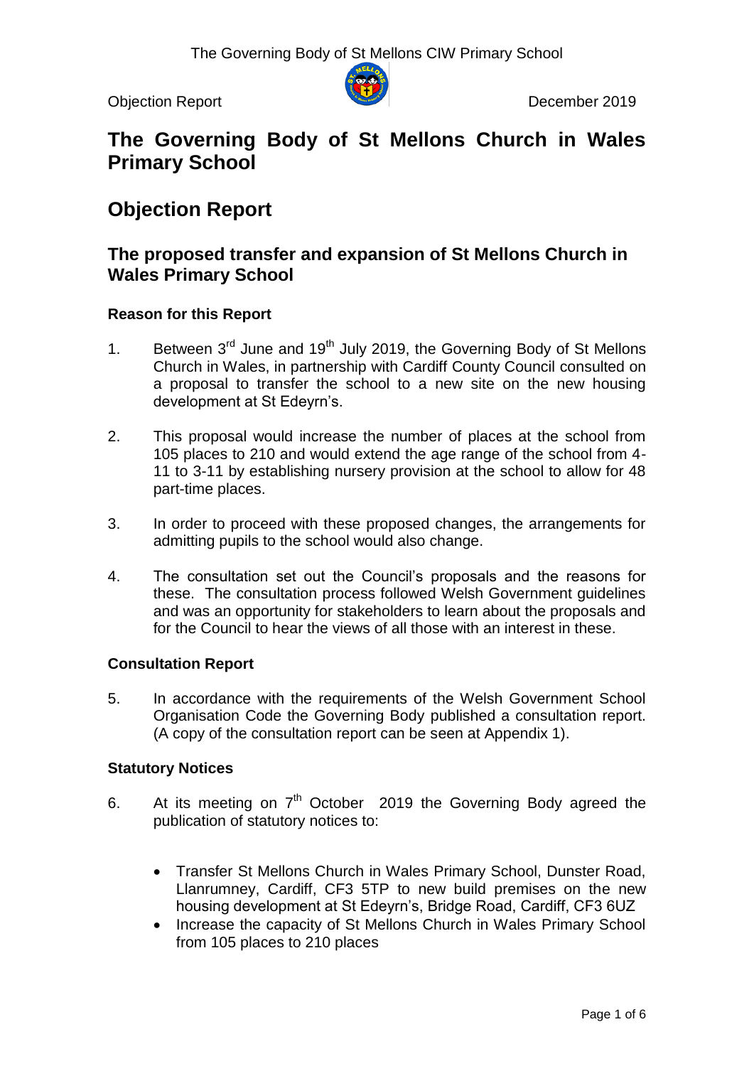# The Governing Body of St Mellons Church in Wales Primary School

## Objection Report

### The proposed transfer and expansion of St Mellons Church in Wales Primary School

**Reason for this Report**

1. Between 3rd June and 19th July 2019, the Governing Body of St Mellons Church in Wales, in partnership with Cardiff County Council consulted on a proposal to transfer the school to a new site on the new housing development at St Edeyrn's.

2. This proposal would increase the number of places at the school from 105 places to 210 and would extend the age range of the school from 4-11 to 3-11 by establishing nursery provision at the school to allow for 48 part-time places.

3. In order to proceed with these proposed changes, the arrangements for admitting pupils to the school would also change.

4. The consultation set out the Council's proposals and the reasons for these. The consultation process followed Welsh Government guidelines and was an opportunity for stakeholders to learn about the proposals and for the Council to hear the views of all those with an interest in these.

**Consultation Report**

5. In accordance with the requirements of the Welsh Government School Organisation Code the Governing Body published a consultation report. (A copy of the consultation report can be seen at Appendix 1).

**Statutory Notices**

6. At its meeting on 7th October 2019 the Governing Body agreed the publication of statutory notices to:

   - Transfer St Mellons Church in Wales Primary School, Dunster Road, Llanrumney, Cardiff, CF3 5TP to new build premises on the new housing development at St Edeyrn's, Bridge Road, Cardiff, CF3 6UZ
   - Increase the capacity of St Mellons Church in Wales Primary School from 105 places to 210 places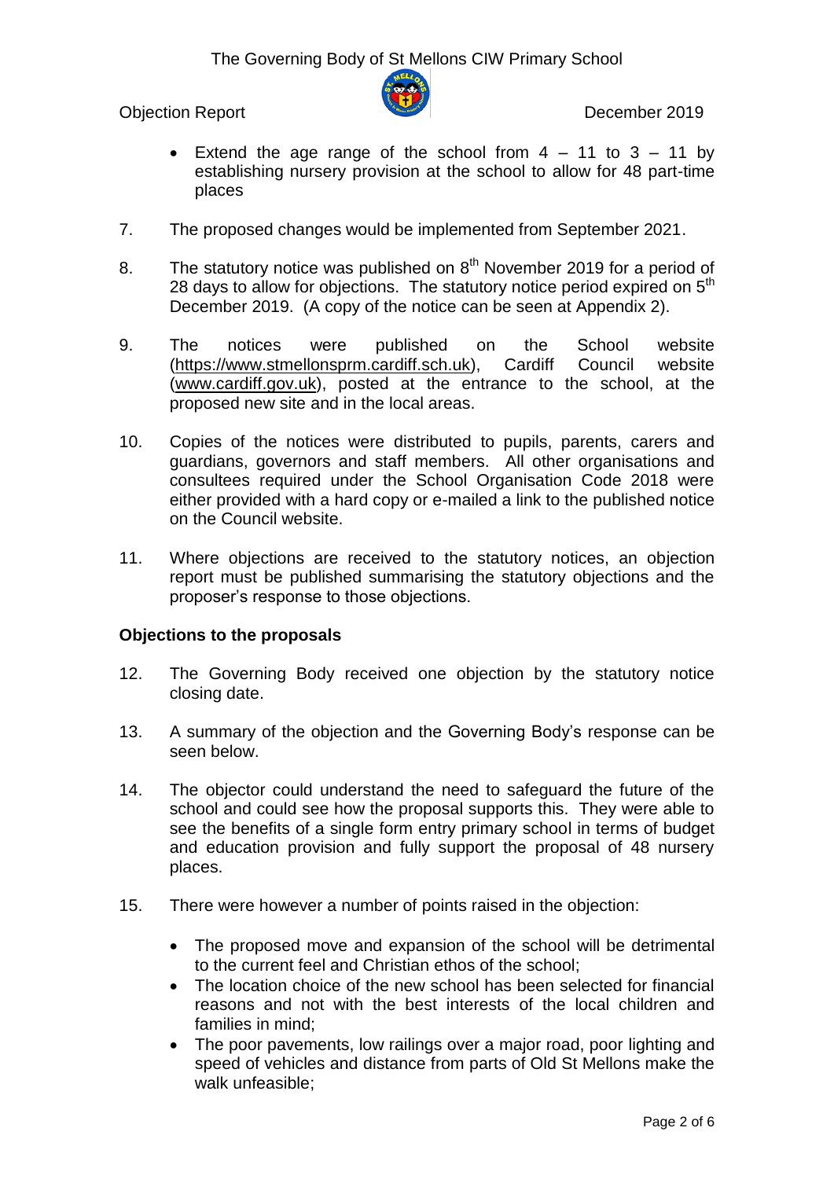- Extend the age range of the school from 4 – 11 to 3 – 11 by establishing nursery provision at the school to allow for 48 part-time places

7. The proposed changes would be implemented from September 2021.

8. The statutory notice was published on 8th November 2019 for a period of 28 days to allow for objections. The statutory notice period expired on 5th December 2019. (A copy of the notice can be seen at Appendix 2).

9. The notices were published on the School website (https://www.stmellonsprm.cardiff.sch.uk), Cardiff Council website (www.cardiff.gov.uk), posted at the entrance to the school, at the proposed new site and in the local areas.

10. Copies of the notices were distributed to pupils, parents, carers and guardians, governors and staff members. All other organisations and consultees required under the School Organisation Code 2018 were either provided with a hard copy or e-mailed a link to the published notice on the Council website.

11. Where objections are received to the statutory notices, an objection report must be published summarising the statutory objections and the proposer's response to those objections.

**Objections to the proposals**

12. The Governing Body received one objection by the statutory notice closing date.

13. A summary of the objection and the Governing Body's response can be seen below.

14. The objector could understand the need to safeguard the future of the school and could see how the proposal supports this. They were able to see the benefits of a single form entry primary school in terms of budget and education provision and fully support the proposal of 48 nursery places.

15. There were however a number of points raised in the objection:

    - The proposed move and expansion of the school will be detrimental to the current feel and Christian ethos of the school;
    - The location choice of the new school has been selected for financial reasons and not with the best interests of the local children and families in mind;
    - The poor pavements, low railings over a major road, poor lighting and speed of vehicles and distance from parts of Old St Mellons make the walk unfeasible;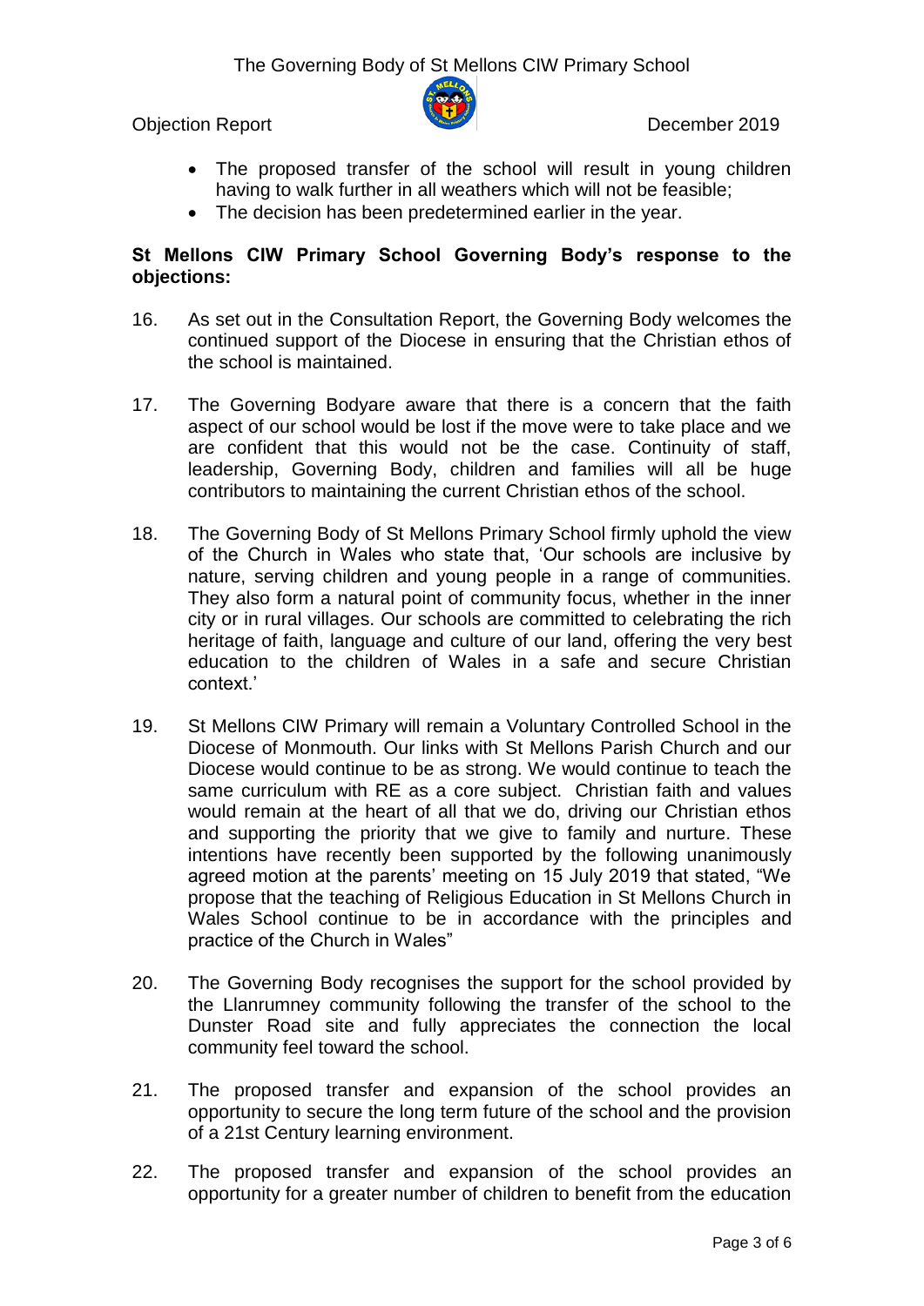- The proposed transfer of the school will result in young children having to walk further in all weathers which will not be feasible;
- The decision has been predetermined earlier in the year.

**St Mellons CIW Primary School Governing Body's response to the objections:**

16. As set out in the Consultation Report, the Governing Body welcomes the continued support of the Diocese in ensuring that the Christian ethos of the school is maintained.

17. The Governing Bodyare aware that there is a concern that the faith aspect of our school would be lost if the move were to take place and we are confident that this would not be the case. Continuity of staff, leadership, Governing Body, children and families will all be huge contributors to maintaining the current Christian ethos of the school.

18. The Governing Body of St Mellons Primary School firmly uphold the view of the Church in Wales who state that, 'Our schools are inclusive by nature, serving children and young people in a range of communities. They also form a natural point of community focus, whether in the inner city or in rural villages. Our schools are committed to celebrating the rich heritage of faith, language and culture of our land, offering the very best education to the children of Wales in a safe and secure Christian context.'

19. St Mellons CIW Primary will remain a Voluntary Controlled School in the Diocese of Monmouth. Our links with St Mellons Parish Church and our Diocese would continue to be as strong. We would continue to teach the same curriculum with RE as a core subject. Christian faith and values would remain at the heart of all that we do, driving our Christian ethos and supporting the priority that we give to family and nurture. These intentions have recently been supported by the following unanimously agreed motion at the parents' meeting on 15 July 2019 that stated, "We propose that the teaching of Religious Education in St Mellons Church in Wales School continue to be in accordance with the principles and practice of the Church in Wales"

20. The Governing Body recognises the support for the school provided by the Llanrumney community following the transfer of the school to the Dunster Road site and fully appreciates the connection the local community feel toward the school.

21. The proposed transfer and expansion of the school provides an opportunity to secure the long term future of the school and the provision of a 21st Century learning environment.

22. The proposed transfer and expansion of the school provides an opportunity for a greater number of children to benefit from the education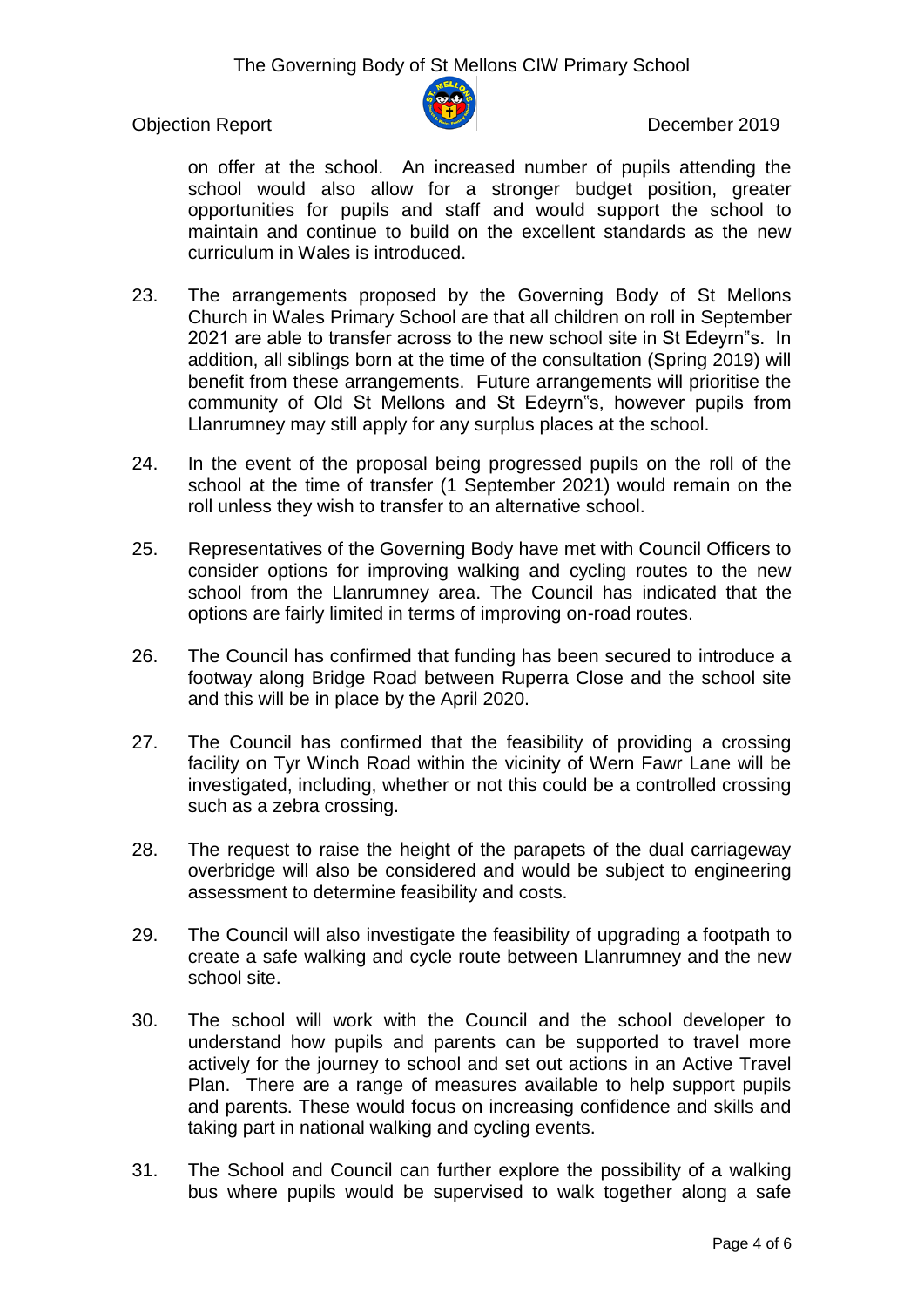on offer at the school. An increased number of pupils attending the school would also allow for a stronger budget position, greater opportunities for pupils and staff and would support the school to maintain and continue to build on the excellent standards as the new curriculum in Wales is introduced.

23. The arrangements proposed by the Governing Body of St Mellons Church in Wales Primary School are that all children on roll in September 2021 are able to transfer across to the new school site in St Edeyrn"s. In addition, all siblings born at the time of the consultation (Spring 2019) will benefit from these arrangements. Future arrangements will prioritise the community of Old St Mellons and St Edeyrn"s, however pupils from Llanrumney may still apply for any surplus places at the school.

24. In the event of the proposal being progressed pupils on the roll of the school at the time of transfer (1 September 2021) would remain on the roll unless they wish to transfer to an alternative school.

25. Representatives of the Governing Body have met with Council Officers to consider options for improving walking and cycling routes to the new school from the Llanrumney area. The Council has indicated that the options are fairly limited in terms of improving on-road routes.

26. The Council has confirmed that funding has been secured to introduce a footway along Bridge Road between Ruperra Close and the school site and this will be in place by the April 2020.

27. The Council has confirmed that the feasibility of providing a crossing facility on Tyr Winch Road within the vicinity of Wern Fawr Lane will be investigated, including, whether or not this could be a controlled crossing such as a zebra crossing.

28. The request to raise the height of the parapets of the dual carriageway overbridge will also be considered and would be subject to engineering assessment to determine feasibility and costs.

29. The Council will also investigate the feasibility of upgrading a footpath to create a safe walking and cycle route between Llanrumney and the new school site.

30. The school will work with the Council and the school developer to understand how pupils and parents can be supported to travel more actively for the journey to school and set out actions in an Active Travel Plan. There are a range of measures available to help support pupils and parents. These would focus on increasing confidence and skills and taking part in national walking and cycling events.

31. The School and Council can further explore the possibility of a walking bus where pupils would be supervised to walk together along a safe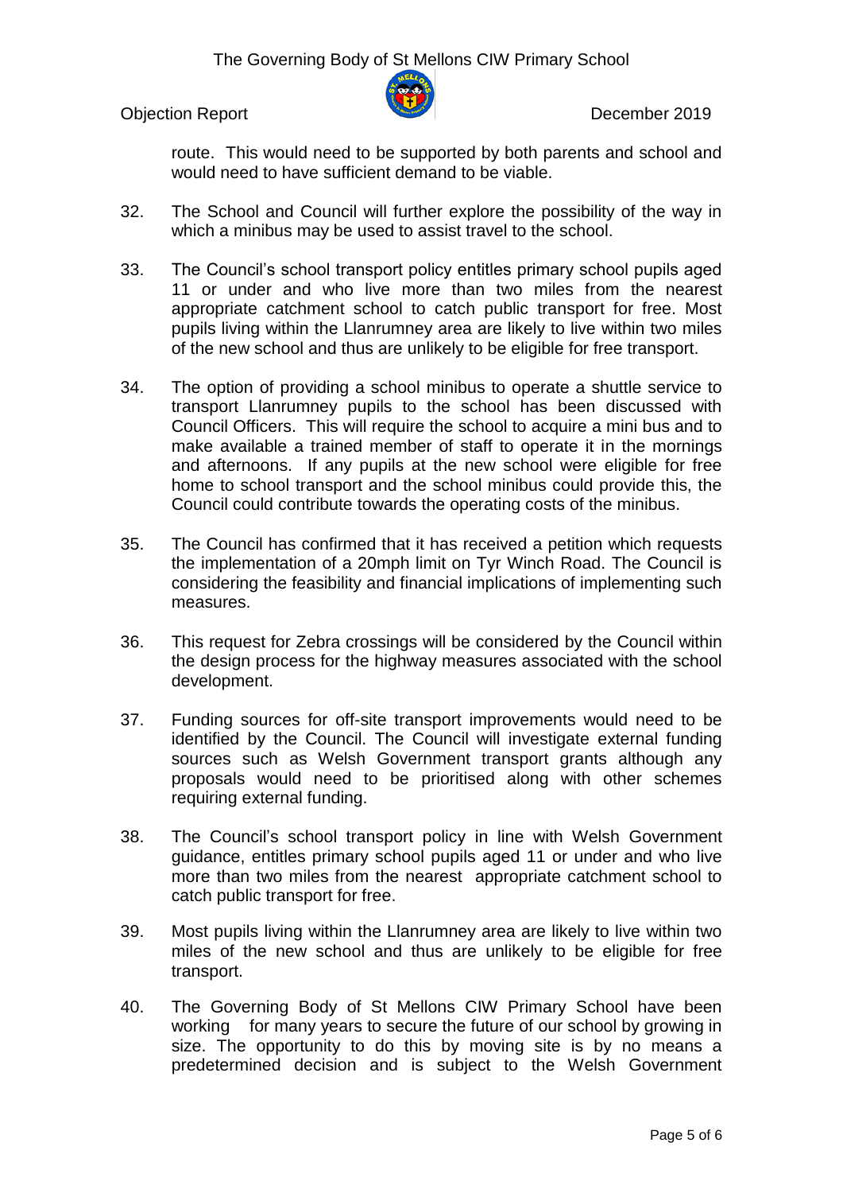route. This would need to be supported by both parents and school and would need to have sufficient demand to be viable.

32. The School and Council will further explore the possibility of the way in which a minibus may be used to assist travel to the school.

33. The Council's school transport policy entitles primary school pupils aged 11 or under and who live more than two miles from the nearest appropriate catchment school to catch public transport for free. Most pupils living within the Llanrumney area are likely to live within two miles of the new school and thus are unlikely to be eligible for free transport.

34. The option of providing a school minibus to operate a shuttle service to transport Llanrumney pupils to the school has been discussed with Council Officers. This will require the school to acquire a mini bus and to make available a trained member of staff to operate it in the mornings and afternoons. If any pupils at the new school were eligible for free home to school transport and the school minibus could provide this, the Council could contribute towards the operating costs of the minibus.

35. The Council has confirmed that it has received a petition which requests the implementation of a 20mph limit on Tyr Winch Road. The Council is considering the feasibility and financial implications of implementing such measures.

36. This request for Zebra crossings will be considered by the Council within the design process for the highway measures associated with the school development.

37. Funding sources for off-site transport improvements would need to be identified by the Council. The Council will investigate external funding sources such as Welsh Government transport grants although any proposals would need to be prioritised along with other schemes requiring external funding.

38. The Council's school transport policy in line with Welsh Government guidance, entitles primary school pupils aged 11 or under and who live more than two miles from the nearest appropriate catchment school to catch public transport for free.

39. Most pupils living within the Llanrumney area are likely to live within two miles of the new school and thus are unlikely to be eligible for free transport.

40. The Governing Body of St Mellons CIW Primary School have been working for many years to secure the future of our school by growing in size. The opportunity to do this by moving site is by no means a predetermined decision and is subject to the Welsh Government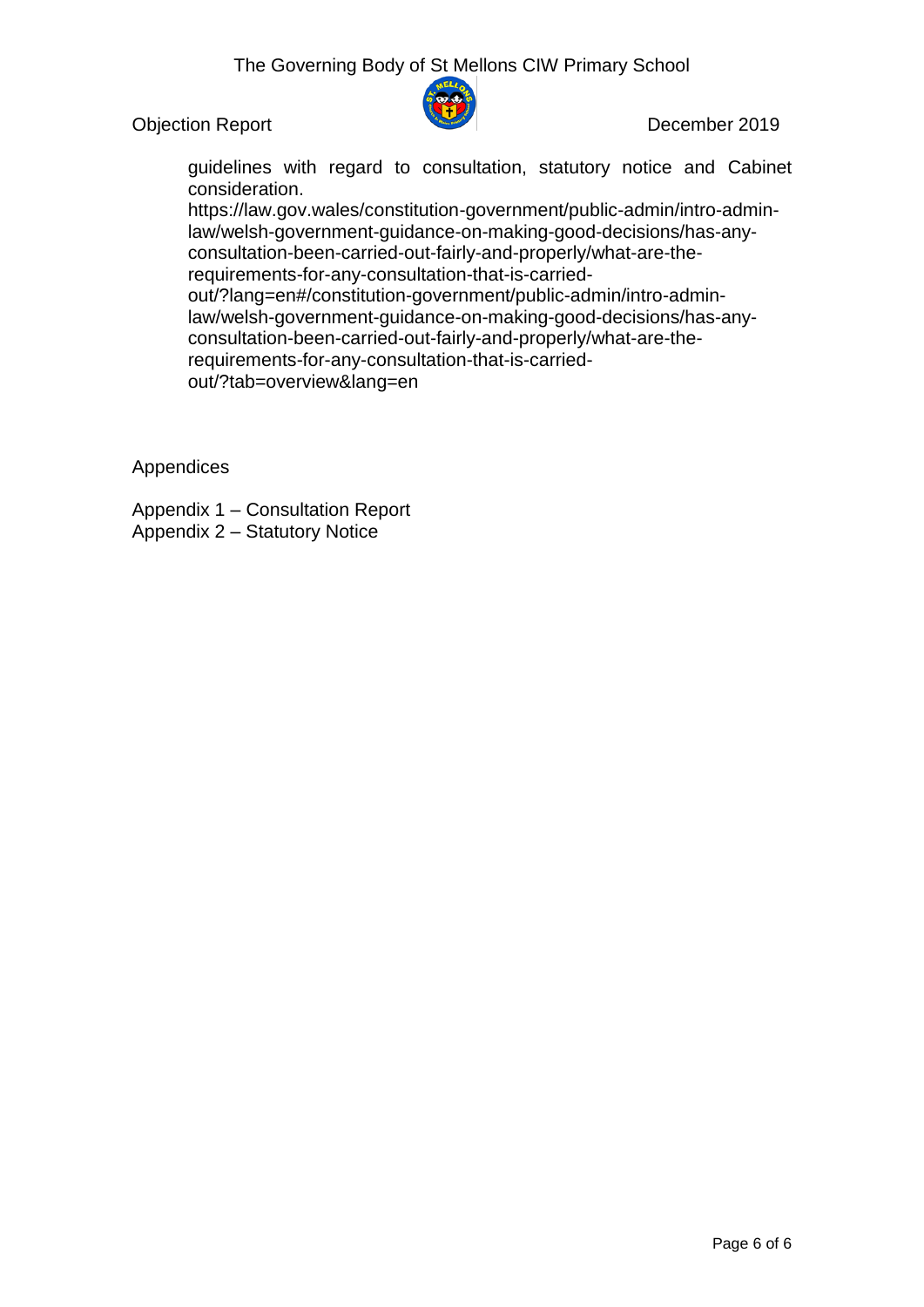guidelines with regard to consultation, statutory notice and Cabinet consideration.
https://law.gov.wales/constitution-government/public-admin/intro-admin-law/welsh-government-guidance-on-making-good-decisions/has-any-consultation-been-carried-out-fairly-and-properly/what-are-the-requirements-for-any-consultation-that-is-carried-out/?lang=en#/constitution-government/public-admin/intro-admin-law/welsh-government-guidance-on-making-good-decisions/has-any-consultation-been-carried-out-fairly-and-properly/what-are-the-requirements-for-any-consultation-that-is-carried-out/?tab=overview&lang=en

Appendices

Appendix 1 – Consultation Report
Appendix 2 – Statutory Notice